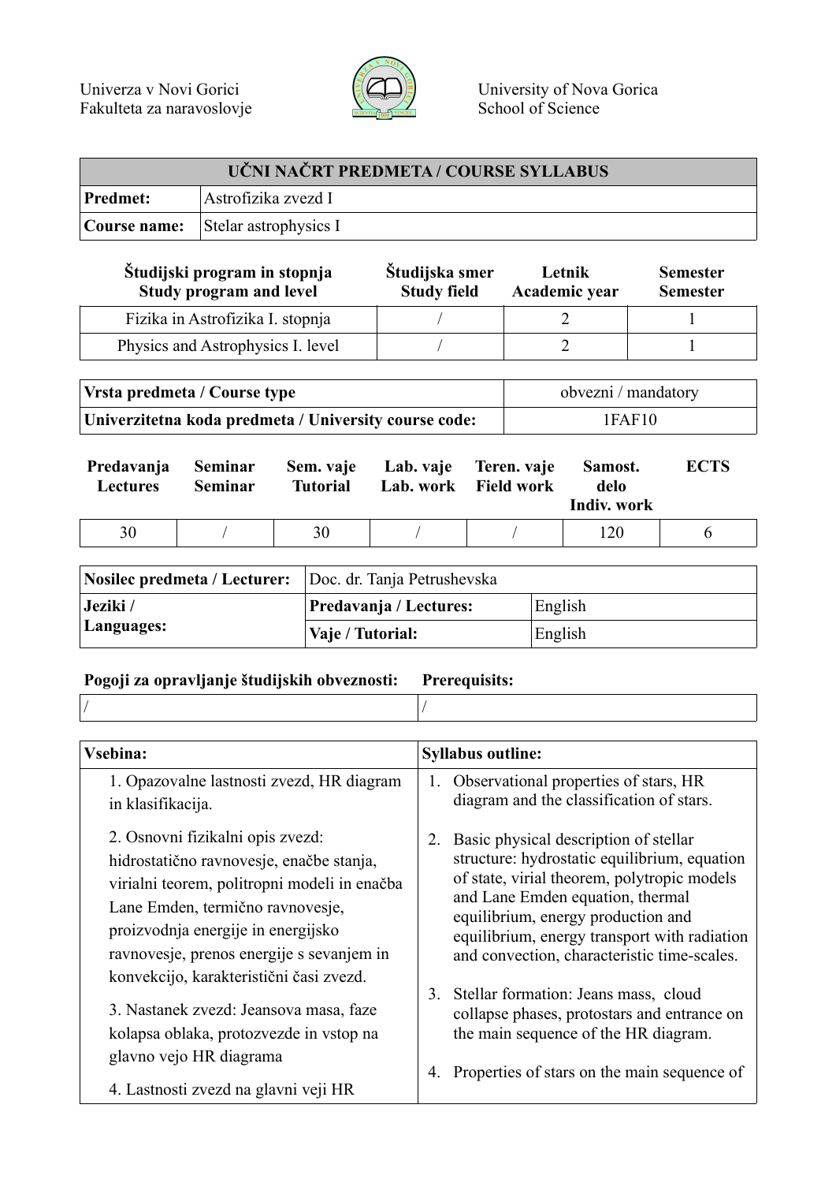Univerza v Novi Gorici
Fakulteta za naravoslovje

University of Nova Gorica
School of Science

| UČNI NAČRT PREDMETA / COURSE SYLLABUS | |
|---|---|
| **Predmet:** | Astrofizika zvezd I |
| **Course name:** | Stelar astrophysics I |

| Študijski program in stopnja<br>Study program and level | Študijska smer<br>Study field | Letnik<br>Academic year | Semester<br>Semester |
|---|---|---|---|
| Fizika in Astrofizika I. stopnja | / | 2 | 1 |
| Physics and Astrophysics I. level | / | 2 | 1 |

| | |
|---|---|
| **Vrsta predmeta / Course type** | obvezni / mandatory |
| **Univerzitetna koda predmeta / University course code:** | 1FAF10 |

| Predavanja<br>Lectures | Seminar<br>Seminar | Sem. vaje<br>Tutorial | Lab. vaje<br>Lab. work | Teren. vaje<br>Field work | Samost. delo<br>Indiv. work | ECTS |
|---|---|---|---|---|---|---|
| 30 | / | 30 | / | / | 120 | 6 |

| | | |
|---|---|---|
| **Nosilec predmeta / Lecturer:** | Doc. dr. Tanja Petrushevska | |
| **Jeziki / Languages:** | **Predavanja / Lectures:** | English |
| | **Vaje / Tutorial:** | English |

| **Pogoji za opravljanje študijskih obveznosti:** | **Prerequisits:** |
|---|---|
| / | / |

| Vsebina: | Syllabus outline: |
|---|---|
| 1. Opazovalne lastnosti zvezd, HR diagram in klasifikacija.<br><br>2. Osnovni fizikalni opis zvezd: hidrostatično ravnovesje, enačbe stanja, virialni teorem, politropni modeli in enačba Lane Emden, termično ravnovesje, proizvodnja energije in energijsko ravnovesje, prenos energije s sevanjem in konvekcijo, karakteristični časi zvezd.<br><br>3. Nastanek zvezd: Jeansova masa, faze kolapsa oblaka, protozvezde in vstop na glavno vejo HR diagrama<br><br>4. Lastnosti zvezd na glavni veji HR | 1. Observational properties of stars, HR diagram and the classification of stars.<br><br>2. Basic physical description of stellar structure: hydrostatic equilibrium, equation of state, virial theorem, polytropic models and Lane Emden equation, thermal equilibrium, energy production and equilibrium, energy transport with radiation and convection, characteristic time-scales.<br><br>3. Stellar formation: Jeans mass, cloud collapse phases, protostars and entrance on the main sequence of the HR diagram.<br><br>4. Properties of stars on the main sequence of |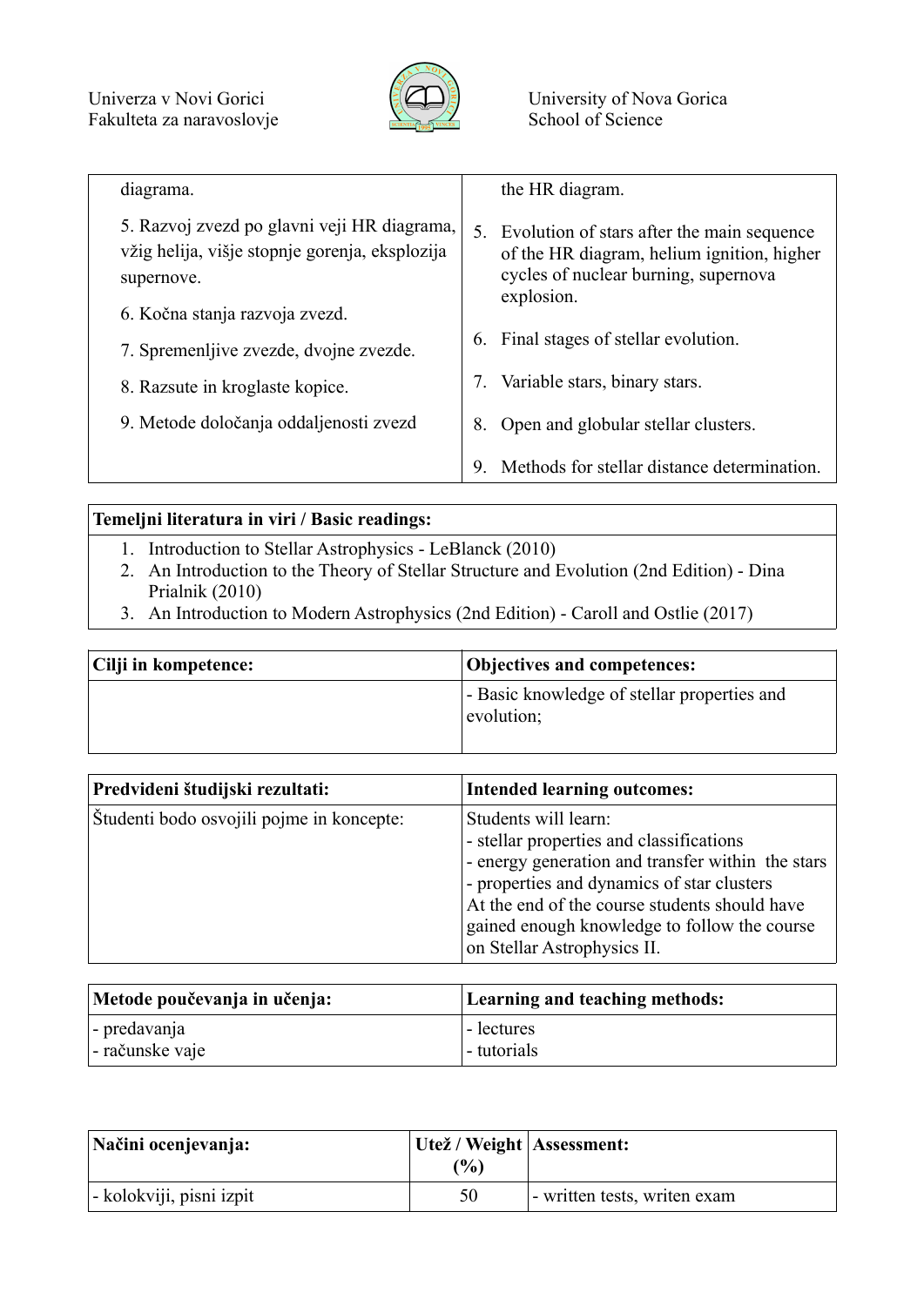| diagrama. | the HR diagram. |
| --- | --- |
| 5. Razvoj zvezd po glavni veji HR diagrama, vžig helija, višje stopnje gorenja, eksplozija supernove. | 5. Evolution of stars after the main sequence of the HR diagram, helium ignition, higher cycles of nuclear burning, supernova explosion. |
| 6. Končna stanja razvoja zvezd. | 6. Final stages of stellar evolution. |
| 7. Spremenljive zvezde, dvojne zvezde. | 7. Variable stars, binary stars. |
| 8. Razsute in kroglaste kopice. | 8. Open and globular stellar clusters. |
| 9. Metode določanja oddaljenosti zvezd | 9. Methods for stellar distance determination. |

**Temeljni literatura in viri / Basic readings:**

1. Introduction to Stellar Astrophysics - LeBlanck (2010)
2. An Introduction to the Theory of Stellar Structure and Evolution (2nd Edition) - Dina Prialnik (2010)
3. An Introduction to Modern Astrophysics (2nd Edition) - Caroll and Ostlie (2017)

| Cilji in kompetence: | Objectives and competences: |
| --- | --- |
| | - Basic knowledge of stellar properties and evolution; |

| Predvideni študijski rezultati: | Intended learning outcomes: |
| --- | --- |
| Študenti bodo osvojili pojme in koncepte: | Students will learn:<br>- stellar properties and classifications<br>- energy generation and transfer within the stars<br>- properties and dynamics of star clusters<br>At the end of the course students should have gained enough knowledge to follow the course on Stellar Astrophysics II. |

| Metode poučevanja in učenja: | Learning and teaching methods: |
| --- | --- |
| - predavanja<br>- računske vaje | - lectures<br>- tutorials |

| Načini ocenjevanja: | Utež / Weight (%) | Assessment: |
| --- | --- | --- |
| - kolokviji, pisni izpit | 50 | - written tests, writen exam |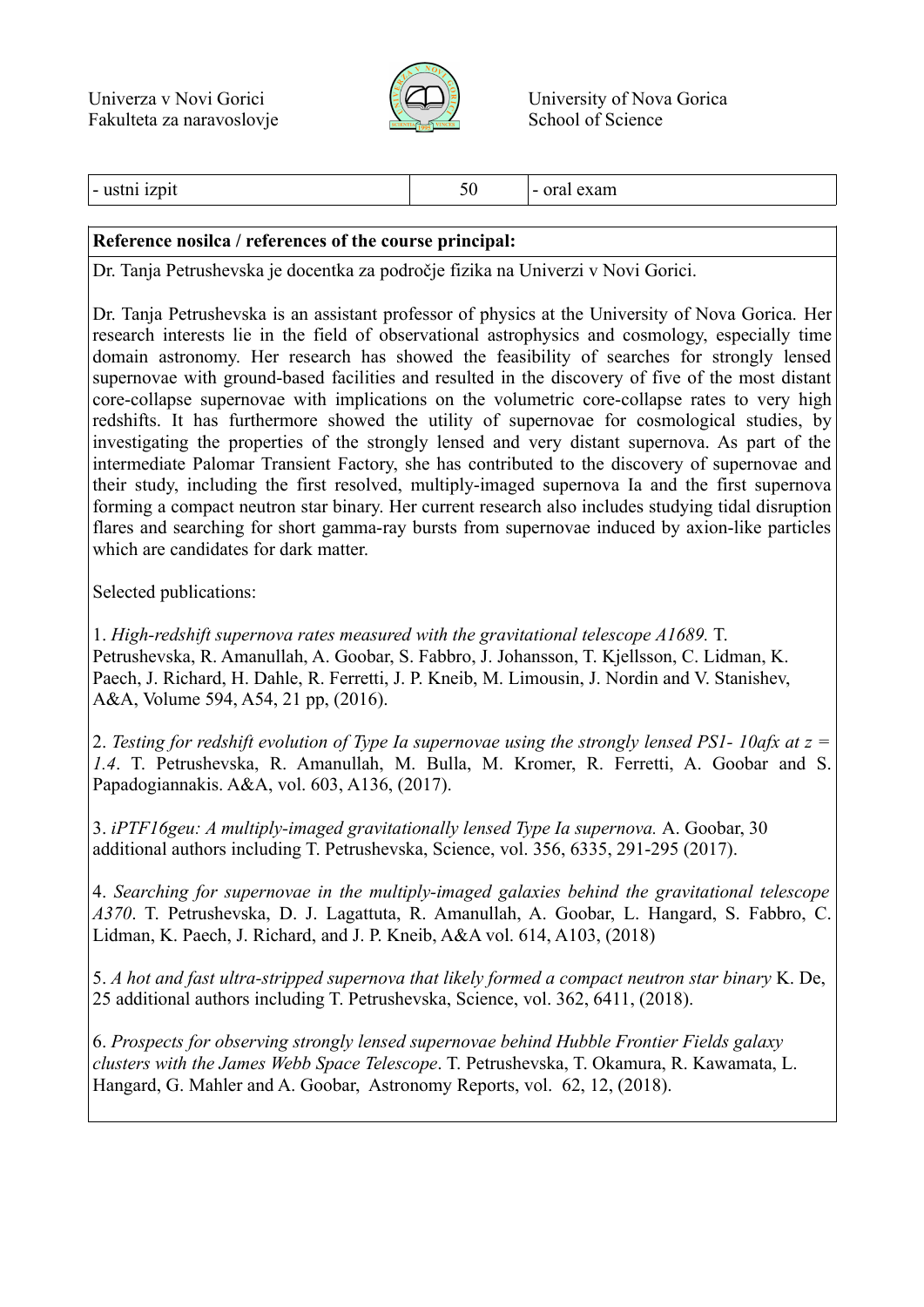| | | |
|---|---|---|
| - ustni izpit | 50 | - oral exam |

**Reference nosilca / references of the course principal:**

Dr. Tanja Petrushevska je docentka za področje fizika na Univerzi v Novi Gorici.

Dr. Tanja Petrushevska is an assistant professor of physics at the University of Nova Gorica. Her research interests lie in the field of observational astrophysics and cosmology, especially time domain astronomy. Her research has showed the feasibility of searches for strongly lensed supernovae with ground-based facilities and resulted in the discovery of five of the most distant core-collapse supernovae with implications on the volumetric core-collapse rates to very high redshifts. It has furthermore showed the utility of supernovae for cosmological studies, by investigating the properties of the strongly lensed and very distant supernova. As part of the intermediate Palomar Transient Factory, she has contributed to the discovery of supernovae and their study, including the first resolved, multiply-imaged supernova Ia and the first supernova forming a compact neutron star binary. Her current research also includes studying tidal disruption flares and searching for short gamma-ray bursts from supernovae induced by axion-like particles which are candidates for dark matter.

Selected publications:

1. *High-redshift supernova rates measured with the gravitational telescope A1689.* T. Petrushevska, R. Amanullah, A. Goobar, S. Fabbro, J. Johansson, T. Kjellsson, C. Lidman, K. Paech, J. Richard, H. Dahle, R. Ferretti, J. P. Kneib, M. Limousin, J. Nordin and V. Stanishev, A&A, Volume 594, A54, 21 pp, (2016).

2. *Testing for redshift evolution of Type Ia supernovae using the strongly lensed PS1- 10afx at z = 1.4*. T. Petrushevska, R. Amanullah, M. Bulla, M. Kromer, R. Ferretti, A. Goobar and S. Papadogiannakis. A&A, vol. 603, A136, (2017).

3. *iPTF16geu: A multiply-imaged gravitationally lensed Type Ia supernova.* A. Goobar, 30 additional authors including T. Petrushevska, Science, vol. 356, 6335, 291-295 (2017).

4. *Searching for supernovae in the multiply-imaged galaxies behind the gravitational telescope A370*. T. Petrushevska, D. J. Lagattuta, R. Amanullah, A. Goobar, L. Hangard, S. Fabbro, C. Lidman, K. Paech, J. Richard, and J. P. Kneib, A&A vol. 614, A103, (2018)

5. *A hot and fast ultra-stripped supernova that likely formed a compact neutron star binary* K. De, 25 additional authors including T. Petrushevska, Science, vol. 362, 6411, (2018).

6. *Prospects for observing strongly lensed supernovae behind Hubble Frontier Fields galaxy clusters with the James Webb Space Telescope*. T. Petrushevska, T. Okamura, R. Kawamata, L. Hangard, G. Mahler and A. Goobar, Astronomy Reports, vol. 62, 12, (2018).